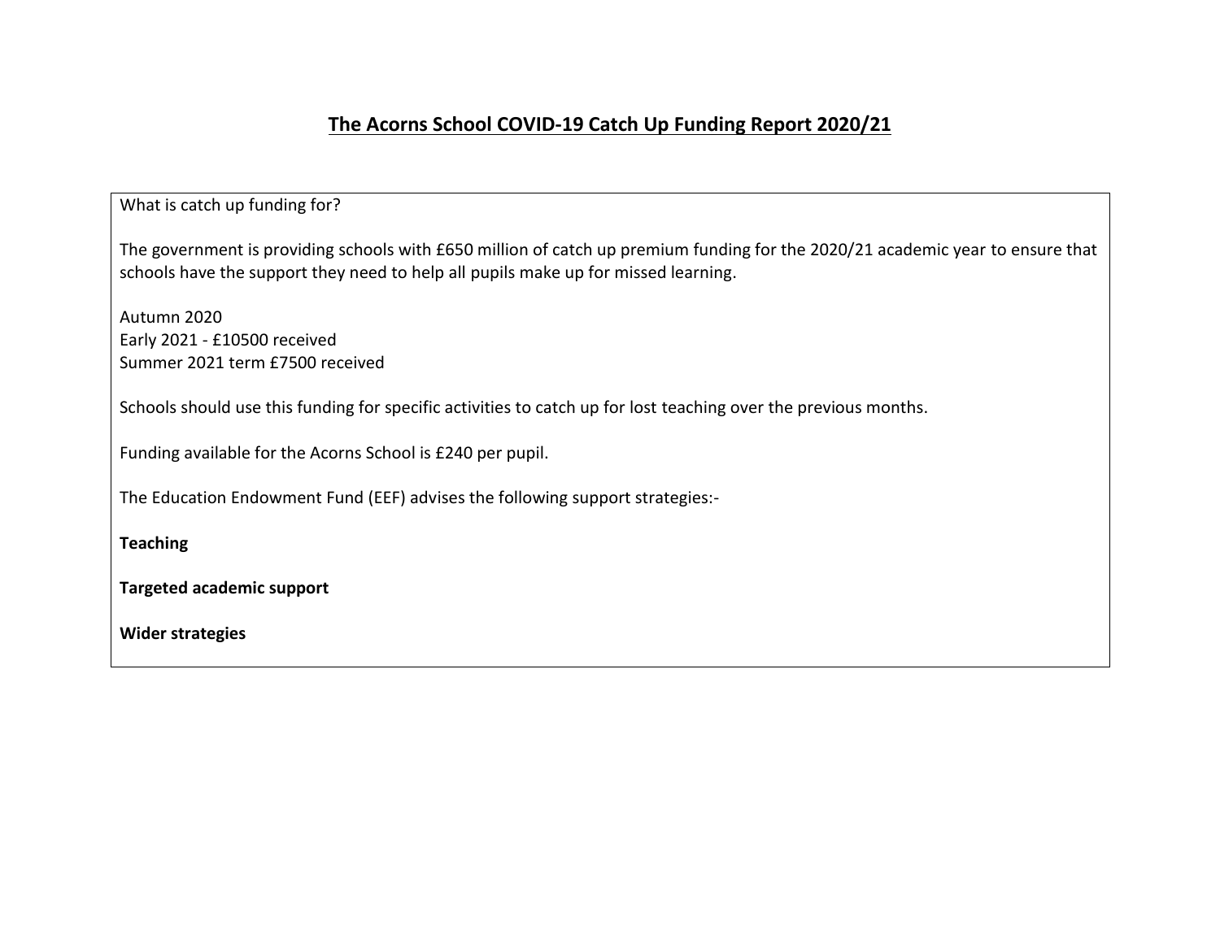# The Acorns School COVID-19 Catch Up Funding Report 2020/21

What is catch up funding for?

The government is providing schools with £650 million of catch up premium funding for the 2020/21 academic year to ensure that schools have the support they need to help all pupils make up for missed learning.

Autumn 2020
Early 2021 - £10500 received
Summer 2021 term £7500 received

Schools should use this funding for specific activities to catch up for lost teaching over the previous months.

Funding available for the Acorns School is £240 per pupil.

The Education Endowment Fund (EEF) advises the following support strategies:-

**Teaching**

**Targeted academic support**

**Wider strategies**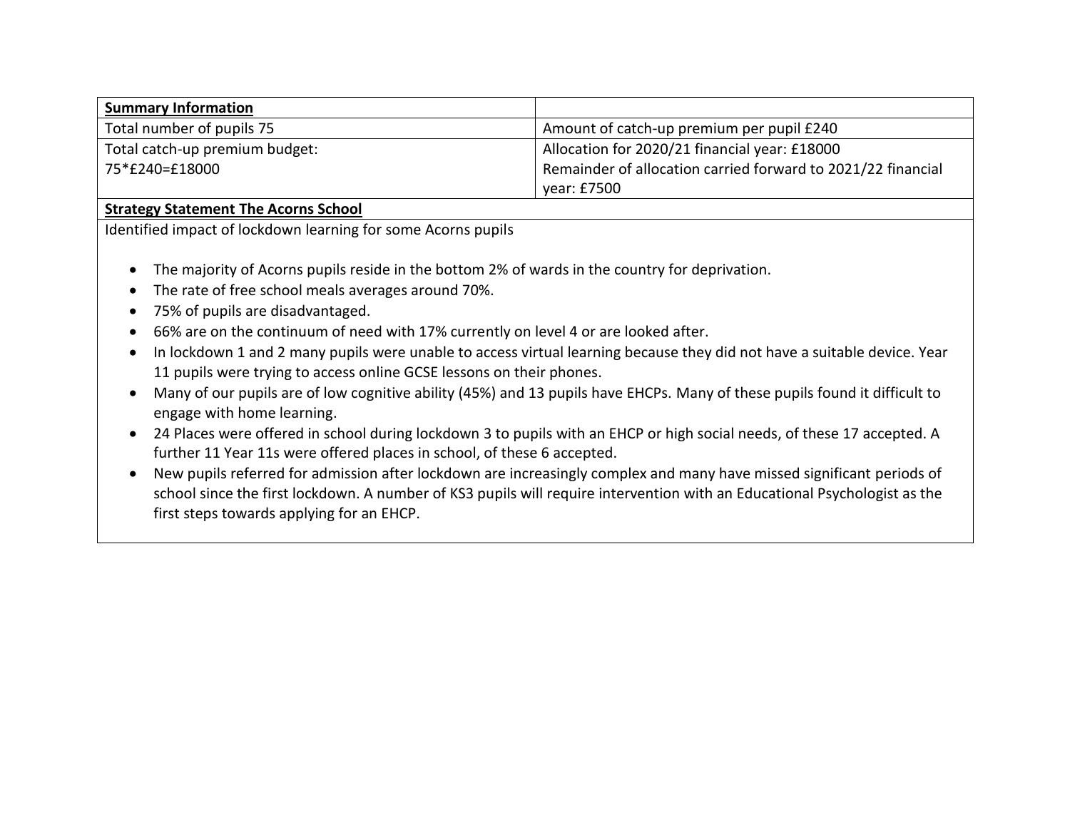| **Summary Information** | |
|---|---|
| Total number of pupils 75 | Amount of catch-up premium per pupil £240 |
| Total catch-up premium budget:<br>75*£240=£18000 | Allocation for 2020/21 financial year: £18000<br>Remainder of allocation carried forward to 2021/22 financial year: £7500 |

**Strategy Statement The Acorns School**

Identified impact of lockdown learning for some Acorns pupils

- The majority of Acorns pupils reside in the bottom 2% of wards in the country for deprivation.
- The rate of free school meals averages around 70%.
- 75% of pupils are disadvantaged.
- 66% are on the continuum of need with 17% currently on level 4 or are looked after.
- In lockdown 1 and 2 many pupils were unable to access virtual learning because they did not have a suitable device. Year 11 pupils were trying to access online GCSE lessons on their phones.
- Many of our pupils are of low cognitive ability (45%) and 13 pupils have EHCPs. Many of these pupils found it difficult to engage with home learning.
- 24 Places were offered in school during lockdown 3 to pupils with an EHCP or high social needs, of these 17 accepted. A further 11 Year 11s were offered places in school, of these 6 accepted.
- New pupils referred for admission after lockdown are increasingly complex and many have missed significant periods of school since the first lockdown. A number of KS3 pupils will require intervention with an Educational Psychologist as the first steps towards applying for an EHCP.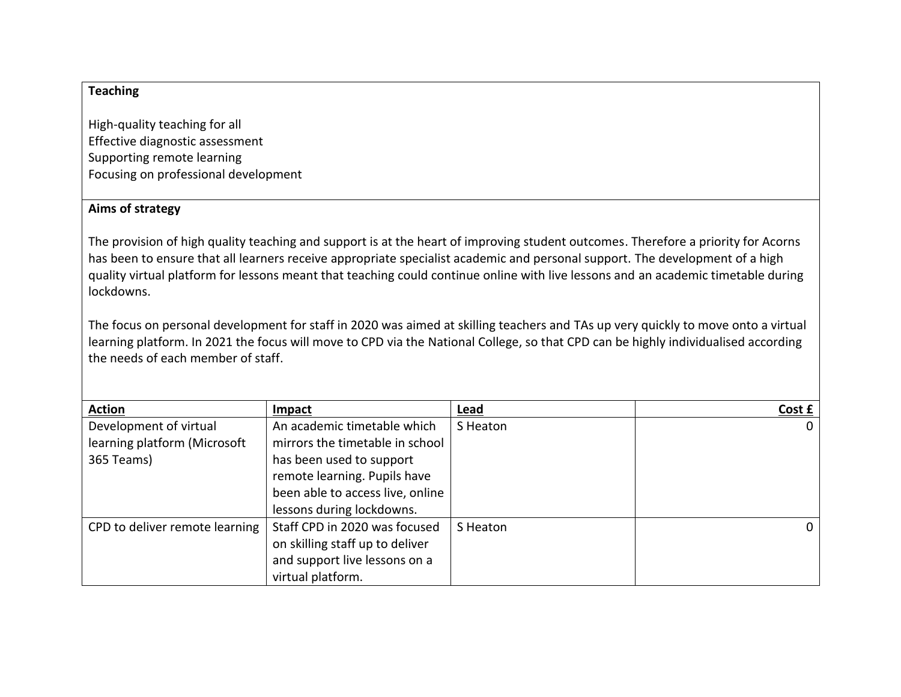**Teaching**

High-quality teaching for all
Effective diagnostic assessment
Supporting remote learning
Focusing on professional development

**Aims of strategy**

The provision of high quality teaching and support is at the heart of improving student outcomes. Therefore a priority for Acorns has been to ensure that all learners receive appropriate specialist academic and personal support. The development of a high quality virtual platform for lessons meant that teaching could continue online with live lessons and an academic timetable during lockdowns.

The focus on personal development for staff in 2020 was aimed at skilling teachers and TAs up very quickly to move onto a virtual learning platform. In 2021 the focus will move to CPD via the National College, so that CPD can be highly individualised according the needs of each member of staff.

| Action | Impact | Lead | Cost £ |
|---|---|---|---|
| Development of virtual learning platform (Microsoft 365 Teams) | An academic timetable which mirrors the timetable in school has been used to support remote learning. Pupils have been able to access live, online lessons during lockdowns. | S Heaton | 0 |
| CPD to deliver remote learning | Staff CPD in 2020 was focused on skilling staff up to deliver and support live lessons on a virtual platform. | S Heaton | 0 |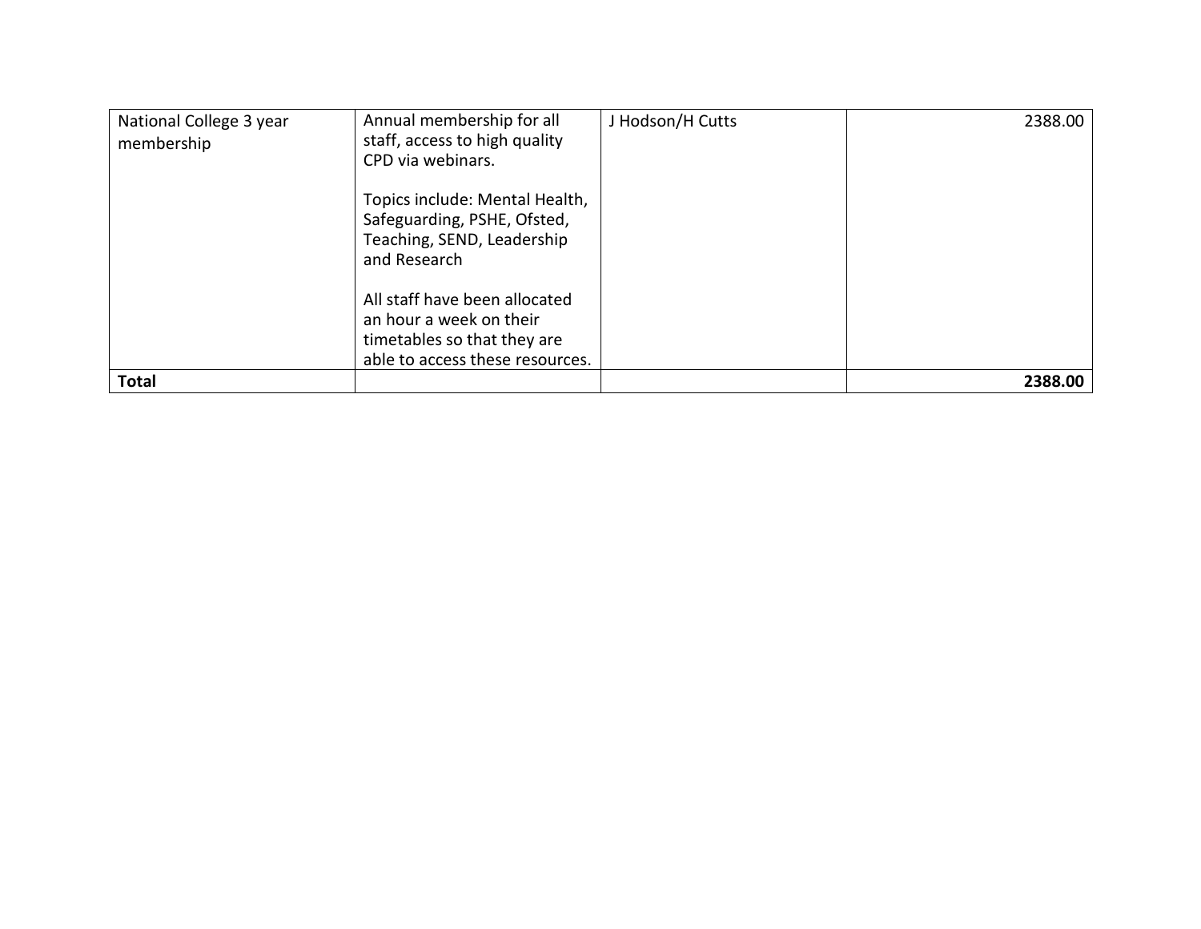| | | | |
|---|---|---|---|
| National College 3 year membership | Annual membership for all staff, access to high quality CPD via webinars.<br><br>Topics include: Mental Health, Safeguarding, PSHE, Ofsted, Teaching, SEND, Leadership and Research<br><br>All staff have been allocated an hour a week on their timetables so that they are able to access these resources. | J Hodson/H Cutts | 2388.00 |
| **Total** | | | **2388.00** |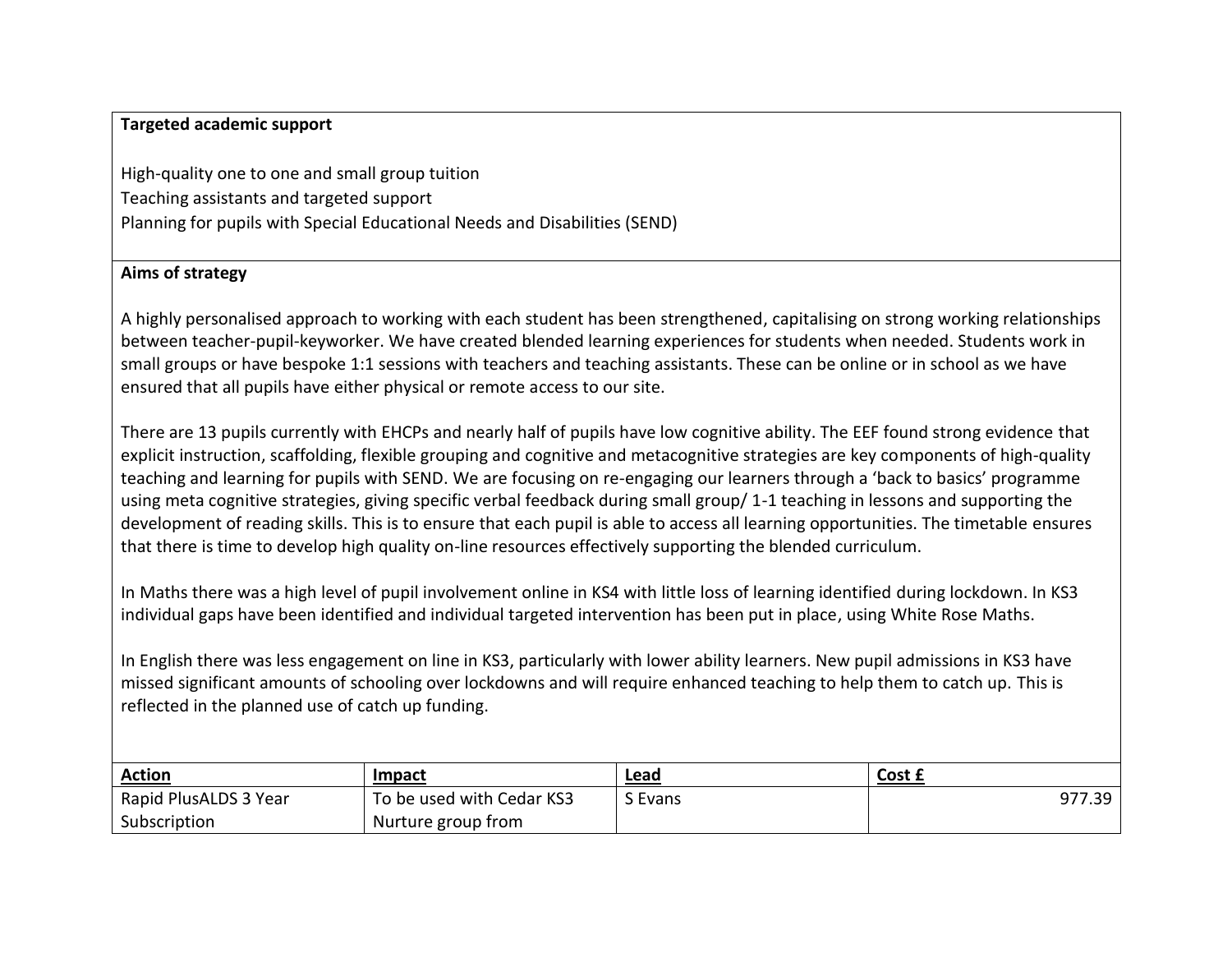**Targeted academic support**

High-quality one to one and small group tuition
Teaching assistants and targeted support
Planning for pupils with Special Educational Needs and Disabilities (SEND)

**Aims of strategy**

A highly personalised approach to working with each student has been strengthened, capitalising on strong working relationships between teacher-pupil-keyworker. We have created blended learning experiences for students when needed. Students work in small groups or have bespoke 1:1 sessions with teachers and teaching assistants. These can be online or in school as we have ensured that all pupils have either physical or remote access to our site.

There are 13 pupils currently with EHCPs and nearly half of pupils have low cognitive ability. The EEF found strong evidence that explicit instruction, scaffolding, flexible grouping and cognitive and metacognitive strategies are key components of high-quality teaching and learning for pupils with SEND. We are focusing on re-engaging our learners through a 'back to basics' programme using meta cognitive strategies, giving specific verbal feedback during small group/ 1-1 teaching in lessons and supporting the development of reading skills. This is to ensure that each pupil is able to access all learning opportunities. The timetable ensures that there is time to develop high quality on-line resources effectively supporting the blended curriculum.

In Maths there was a high level of pupil involvement online in KS4 with little loss of learning identified during lockdown. In KS3 individual gaps have been identified and individual targeted intervention has been put in place, using White Rose Maths.

In English there was less engagement on line in KS3, particularly with lower ability learners. New pupil admissions in KS3 have missed significant amounts of schooling over lockdowns and will require enhanced teaching to help them to catch up. This is reflected in the planned use of catch up funding.

| Action | Impact | Lead | Cost £ |
| --- | --- | --- | --- |
| Rapid PlusALDS 3 Year Subscription | To be used with Cedar KS3 Nurture group from | S Evans | 977.39 |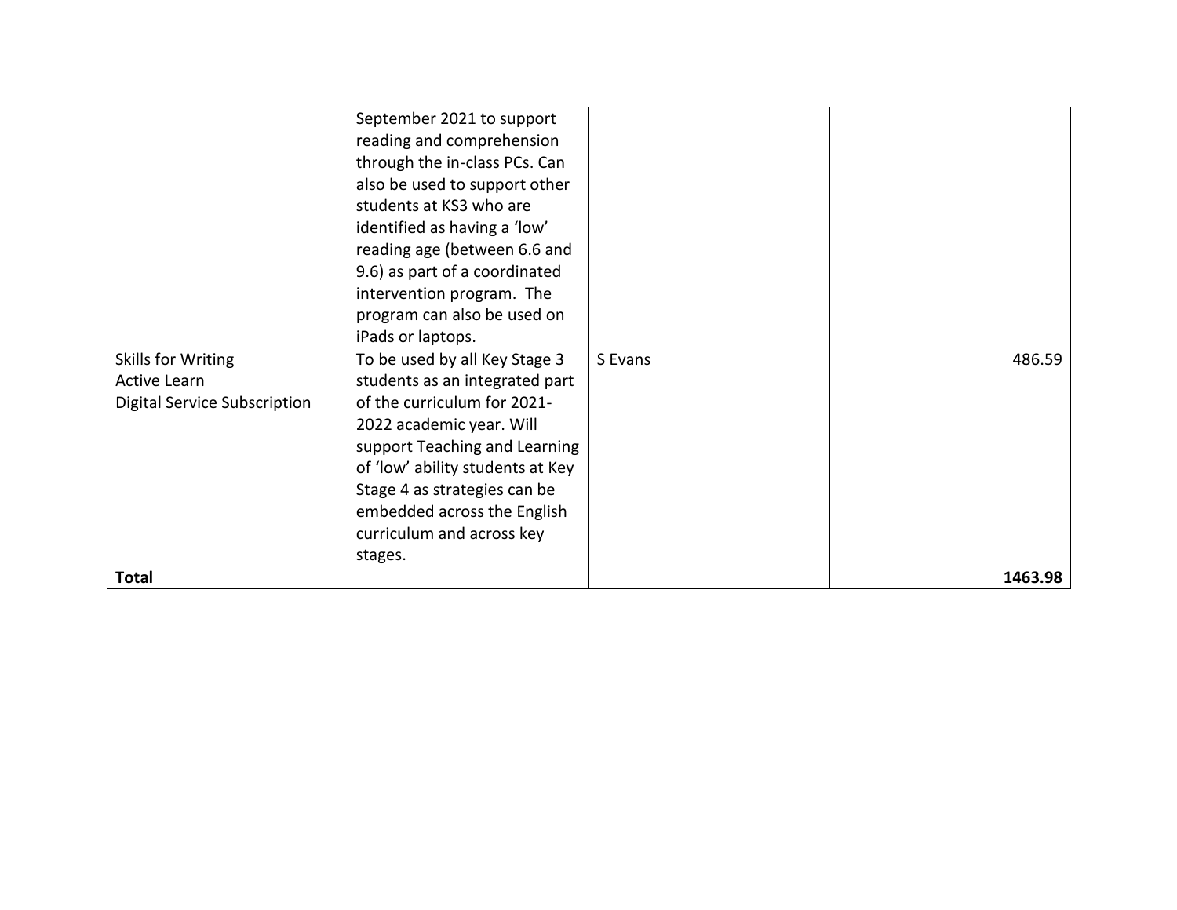| | | | |
|---|---|---|---|
| | September 2021 to support reading and comprehension through the in-class PCs. Can also be used to support other students at KS3 who are identified as having a 'low' reading age (between 6.6 and 9.6) as part of a coordinated intervention program. The program can also be used on iPads or laptops. | | |
| Skills for Writing<br>Active Learn<br>Digital Service Subscription | To be used by all Key Stage 3 students as an integrated part of the curriculum for 2021-2022 academic year. Will support Teaching and Learning of 'low' ability students at Key Stage 4 as strategies can be embedded across the English curriculum and across key stages. | S Evans | 486.59 |
| **Total** | | | **1463.98** |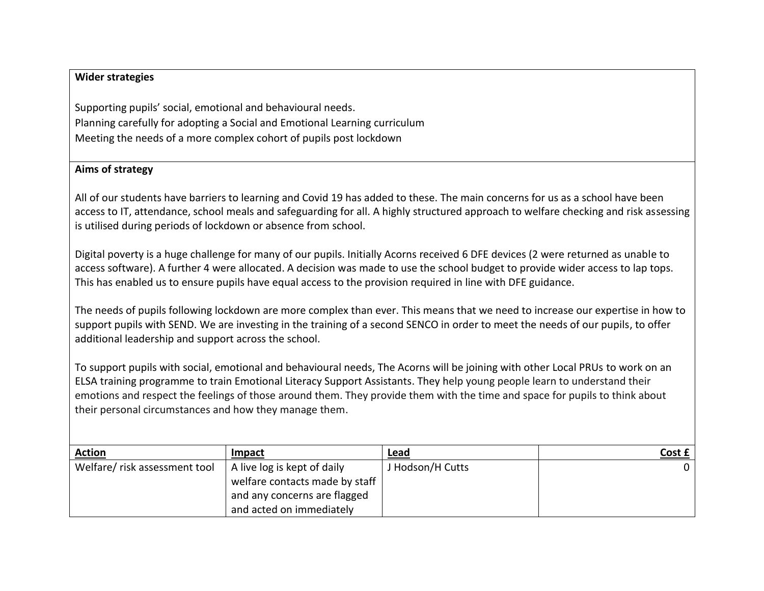**Wider strategies**

Supporting pupils' social, emotional and behavioural needs.
Planning carefully for adopting a Social and Emotional Learning curriculum
Meeting the needs of a more complex cohort of pupils post lockdown

**Aims of strategy**

All of our students have barriers to learning and Covid 19 has added to these. The main concerns for us as a school have been access to IT, attendance, school meals and safeguarding for all. A highly structured approach to welfare checking and risk assessing is utilised during periods of lockdown or absence from school.

Digital poverty is a huge challenge for many of our pupils. Initially Acorns received 6 DFE devices (2 were returned as unable to access software). A further 4 were allocated. A decision was made to use the school budget to provide wider access to lap tops. This has enabled us to ensure pupils have equal access to the provision required in line with DFE guidance.

The needs of pupils following lockdown are more complex than ever. This means that we need to increase our expertise in how to support pupils with SEND. We are investing in the training of a second SENCO in order to meet the needs of our pupils, to offer additional leadership and support across the school.

To support pupils with social, emotional and behavioural needs, The Acorns will be joining with other Local PRUs to work on an ELSA training programme to train Emotional Literacy Support Assistants. They help young people learn to understand their emotions and respect the feelings of those around them. They provide them with the time and space for pupils to think about their personal circumstances and how they manage them.

| **Action** | **Impact** | **Lead** | **Cost £** |
| --- | --- | --- | ---: |
| Welfare/ risk assessment tool | A live log is kept of daily welfare contacts made by staff and any concerns are flagged and acted on immediately | J Hodson/H Cutts | 0 |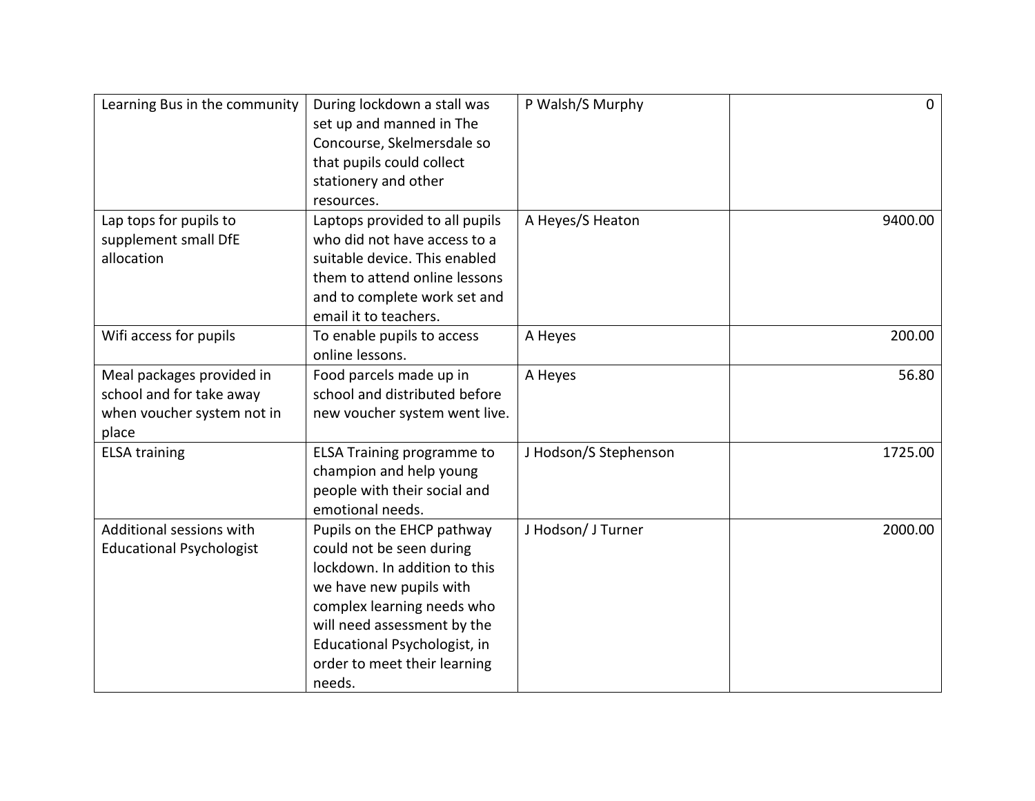| | | | |
|---|---|---|---|
| Learning Bus in the community | During lockdown a stall was set up and manned in The Concourse, Skelmersdale so that pupils could collect stationery and other resources. | P Walsh/S Murphy | 0 |
| Lap tops for pupils to supplement small DfE allocation | Laptops provided to all pupils who did not have access to a suitable device. This enabled them to attend online lessons and to complete work set and email it to teachers. | A Heyes/S Heaton | 9400.00 |
| Wifi access for pupils | To enable pupils to access online lessons. | A Heyes | 200.00 |
| Meal packages provided in school and for take away when voucher system not in place | Food parcels made up in school and distributed before new voucher system went live. | A Heyes | 56.80 |
| ELSA training | ELSA Training programme to champion and help young people with their social and emotional needs. | J Hodson/S Stephenson | 1725.00 |
| Additional sessions with Educational Psychologist | Pupils on the EHCP pathway could not be seen during lockdown. In addition to this we have new pupils with complex learning needs who will need assessment by the Educational Psychologist, in order to meet their learning needs. | J Hodson/ J Turner | 2000.00 |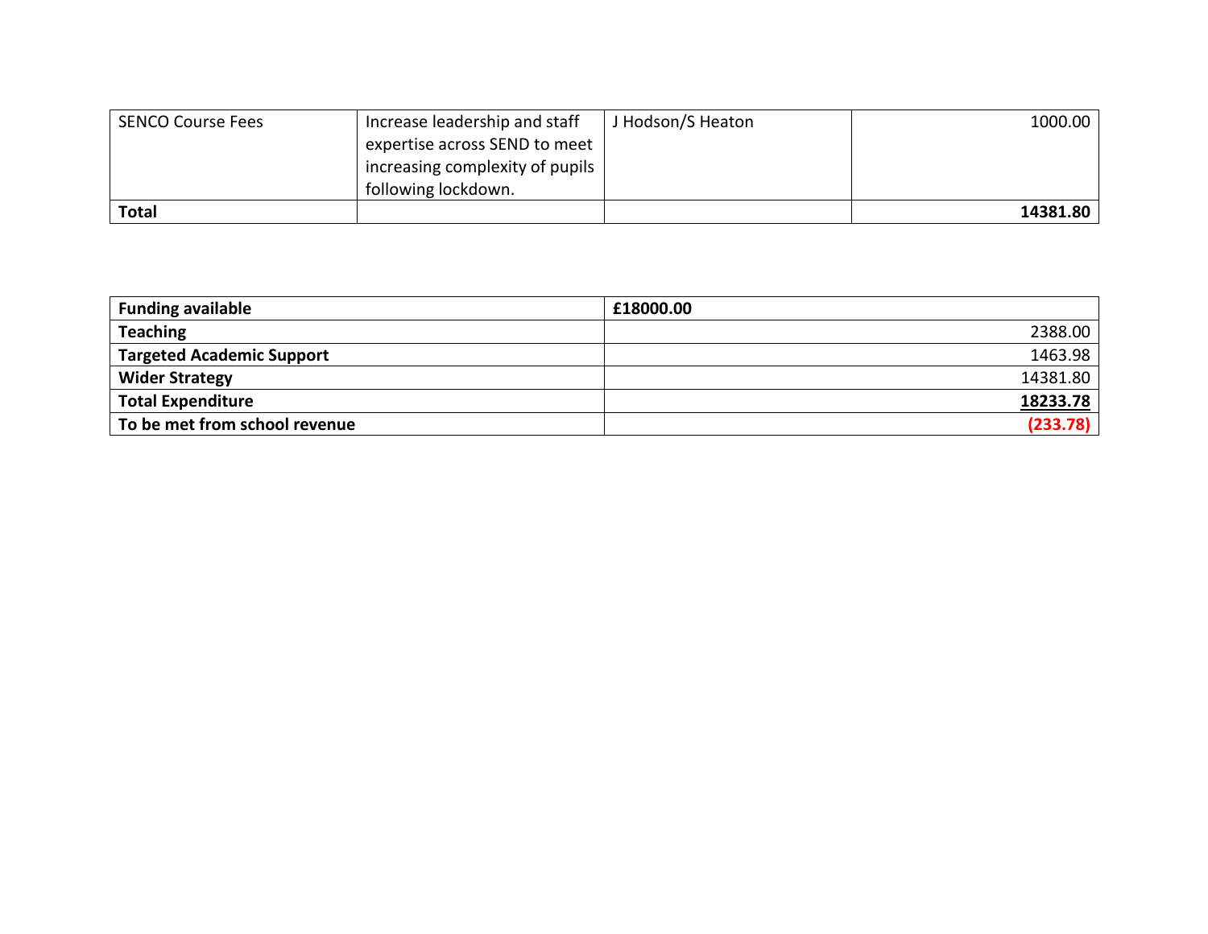| | | | |
|---|---|---|---|
| SENCO Course Fees | Increase leadership and staff expertise across SEND to meet increasing complexity of pupils following lockdown. | J Hodson/S Heaton | 1000.00 |
| **Total** | | | **14381.80** |

| | |
|---|---|
| **Funding available** | **£18000.00** |
| **Teaching** | 2388.00 |
| **Targeted Academic Support** | 1463.98 |
| **Wider Strategy** | 14381.80 |
| **Total Expenditure** | **18233.78** |
| **To be met from school revenue** | **(233.78)** |